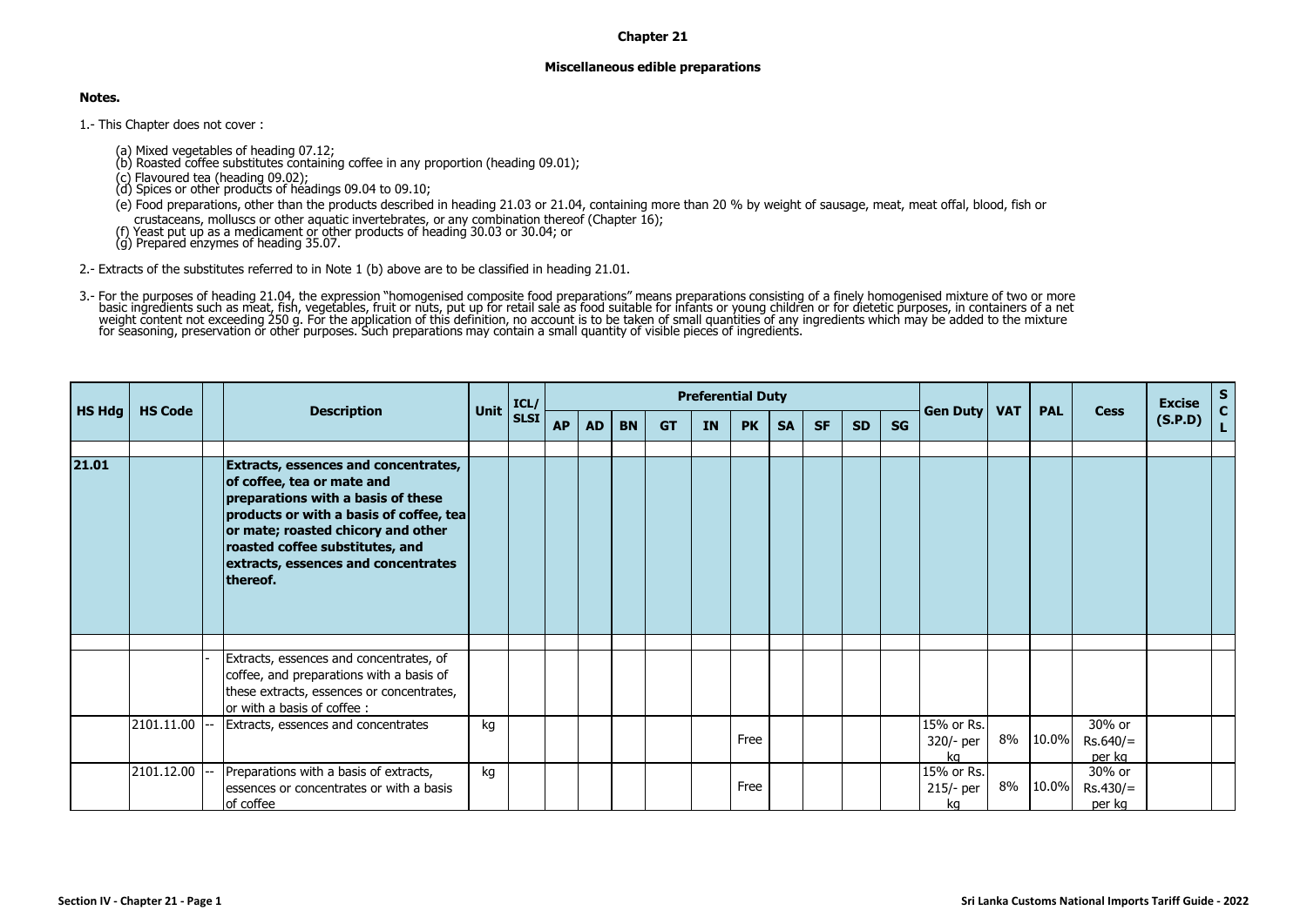# Chapter 21

## Miscellaneous edible preparations

**Notes.**

1.- This Chapter does not cover :

(a) Mixed vegetables of heading 07.12;
(b) Roasted coffee substitutes containing coffee in any proportion (heading 09.01);
(c) Flavoured tea (heading 09.02);
(d) Spices or other products of headings 09.04 to 09.10;
(e) Food preparations, other than the products described in heading 21.03 or 21.04, containing more than 20 % by weight of sausage, meat, meat offal, blood, fish or crustaceans, molluscs or other aquatic invertebrates, or any combination thereof (Chapter 16);
(f) Yeast put up as a medicament or other products of heading 30.03 or 30.04; or
(g) Prepared enzymes of heading 35.07.

2.- Extracts of the substitutes referred to in Note 1 (b) above are to be classified in heading 21.01.

3.- For the purposes of heading 21.04, the expression "homogenised composite food preparations" means preparations consisting of a finely homogenised mixture of two or more basic ingredients such as meat, fish, vegetables, fruit or nuts, put up for retail sale as food suitable for infants or young children or for dietetic purposes, in containers of a net weight content not exceeding 250 g. For the application of this definition, no account is to be taken of small quantities of any ingredients which may be added to the mixture for seasoning, preservation or other purposes. Such preparations may contain a small quantity of visible pieces of ingredients.

| HS Hdg | HS Code | | Description | Unit | ICL/ SLSI | Preferential Duty | | | | | | | | | | Gen Duty | VAT | PAL | Cess | Excise (S.P.D) | SCL |
|---|---|---|---|---|---|---|---|---|---|---|---|---|---|---|---|---|---|---|---|---|---|
| | | | | | | AP | AD | BN | GT | IN | PK | SA | SF | SD | SG | | | | | | |
| 21.01 | | | **Extracts, essences and concentrates, of coffee, tea or mate and preparations with a basis of these products or with a basis of coffee, tea or mate; roasted chicory and other roasted coffee substitutes, and extracts, essences and concentrates thereof.** | | | | | | | | | | | | | | | | | | |
| | | - | Extracts, essences and concentrates, of coffee, and preparations with a basis of these extracts, essences or concentrates, or with a basis of coffee : | | | | | | | | | | | | | | | | | | |
| | 2101.11.00 | -- | Extracts, essences and concentrates | kg | | | | | | | Free | | | | | 15% or Rs. 320/- per kg | 8% | 10.0% | 30% or Rs.640/= per kg | | |
| | 2101.12.00 | -- | Preparations with a basis of extracts, essences or concentrates or with a basis of coffee | kg | | | | | | | Free | | | | | 15% or Rs. 215/- per kg | 8% | 10.0% | 30% or Rs.430/= per kg | | |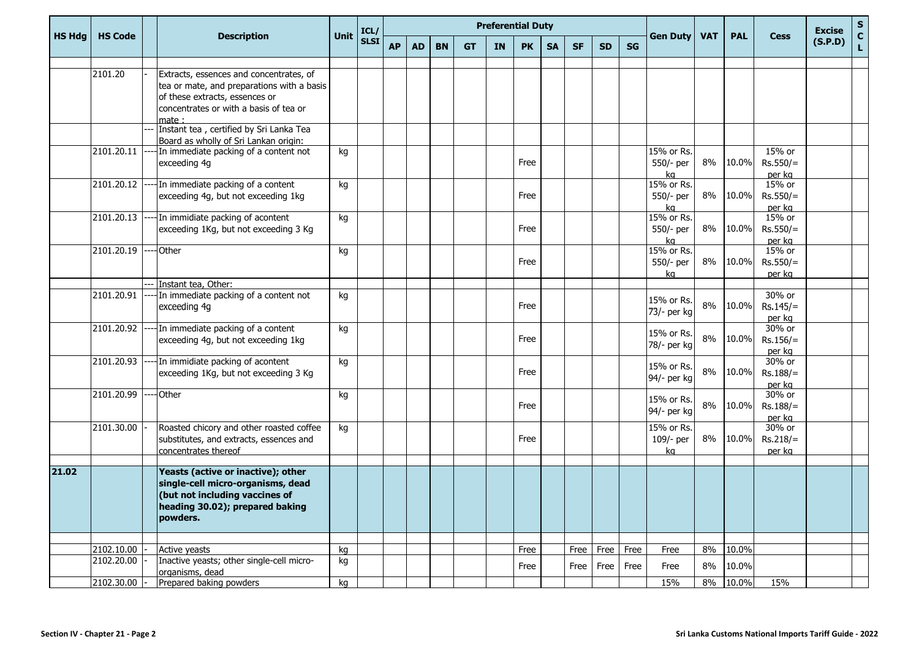| HS Hdg | HS Code | | Description | Unit | ICL/ SLSI | Preferential Duty | | | | | | | | | | Gen Duty | VAT | PAL | Cess | Excise (S.P.D) | S C L |
|---|---|---|---|---|---|---|---|---|---|---|---|---|---|---|---|---|---|---|---|---|---|
| | | | | | | AP | AD | BN | GT | IN | PK | SA | SF | SD | SG | | | | | | |
| | | | | | | | | | | | | | | | | | | | | | |
| | 2101.20 | - | Extracts, essences and concentrates, of tea or mate, and preparations with a basis of these extracts, essences or concentrates or with a basis of tea or mate : | | | | | | | | | | | | | | | | | | |
| | | --- | Instant tea , certified by Sri Lanka Tea Board as wholly of Sri Lankan origin: | | | | | | | | | | | | | | | | | | |
| | 2101.20.11 | ---- | In immediate packing of a content not exceeding 4g | kg | | | | | | | Free | | | | | 15% or Rs. 550/- per kg | 8% | 10.0% | 15% or Rs.550/= per kg | | |
| | 2101.20.12 | ---- | In immediate packing of a content exceeding 4g, but not exceeding 1kg | kg | | | | | | | Free | | | | | 15% or Rs. 550/- per kg | 8% | 10.0% | 15% or Rs.550/= per kg | | |
| | 2101.20.13 | ---- | In immidiate packing of acontent exceeding 1Kg, but not exceeding 3 Kg | kg | | | | | | | Free | | | | | 15% or Rs. 550/- per kg | 8% | 10.0% | 15% or Rs.550/= per kg | | |
| | 2101.20.19 | ---- | Other | kg | | | | | | | Free | | | | | 15% or Rs. 550/- per kg | 8% | 10.0% | 15% or Rs.550/= per kg | | |
| | | --- | Instant tea, Other: | | | | | | | | | | | | | | | | | | |
| | 2101.20.91 | ---- | In immediate packing of a content not exceeding 4g | kg | | | | | | | Free | | | | | 15% or Rs. 73/- per kg | 8% | 10.0% | 30% or Rs.145/= per kg | | |
| | 2101.20.92 | ---- | In immediate packing of a content exceeding 4g, but not exceeding 1kg | kg | | | | | | | Free | | | | | 15% or Rs. 78/- per kg | 8% | 10.0% | 30% or Rs.156/= per kg | | |
| | 2101.20.93 | ---- | In immidiate packing of acontent exceeding 1Kg, but not exceeding 3 Kg | kg | | | | | | | Free | | | | | 15% or Rs. 94/- per kg | 8% | 10.0% | 30% or Rs.188/= per kg | | |
| | 2101.20.99 | ---- | Other | kg | | | | | | | Free | | | | | 15% or Rs. 94/- per kg | 8% | 10.0% | 30% or Rs.188/= per kg | | |
| | 2101.30.00 | - | Roasted chicory and other roasted coffee substitutes, and extracts, essences and concentrates thereof | kg | | | | | | | Free | | | | | 15% or Rs. 109/- per kg | 8% | 10.0% | 30% or Rs.218/= per kg | | |
| | | | | | | | | | | | | | | | | | | | | | |
| **21.02** | | | **Yeasts (active or inactive); other single-cell micro-organisms, dead (but not including vaccines of heading 30.02); prepared baking powders.** | | | | | | | | | | | | | | | | | | |
| | | | | | | | | | | | | | | | | | | | | | |
| | 2102.10.00 | - | Active yeasts | kg | | | | | | | Free | | Free | Free | Free | Free | 8% | 10.0% | | | |
| | 2102.20.00 | - | Inactive yeasts; other single-cell micro-organisms, dead | kg | | | | | | | Free | | Free | Free | Free | Free | 8% | 10.0% | | | |
| | 2102.30.00 | - | Prepared baking powders | kg | | | | | | | | | | | | 15% | 8% | 10.0% | 15% | | |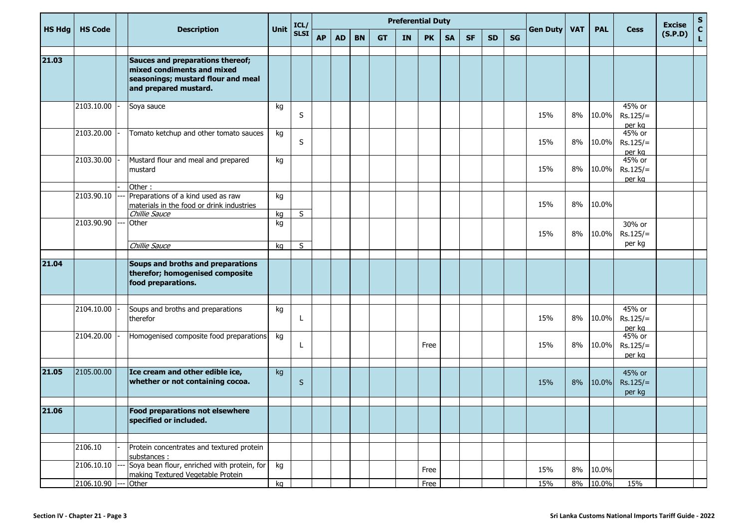| HS Hdg | HS Code | | Description | Unit | ICL/ SLSI | Preferential Duty | | | | | | | | | | Gen Duty | VAT | PAL | Cess | Excise (S.P.D) | S C L |
|---|---|---|---|---|---|---|---|---|---|---|---|---|---|---|---|---|---|---|---|---|---|
| | | | | | | AP | AD | BN | GT | IN | PK | SA | SF | SD | SG | | | | | | |
| | | | | | | | | | | | | | | | | | | | | | |
| **21.03** | | | **Sauces and preparations thereof; mixed condiments and mixed seasonings; mustard flour and meal and prepared mustard.** | | | | | | | | | | | | | | | | | | |
| | 2103.10.00 | - | Soya sauce | kg | S | | | | | | | | | | | 15% | 8% | 10.0% | 45% or Rs.125/= per kg | | |
| | 2103.20.00 | - | Tomato ketchup and other tomato sauces | kg | S | | | | | | | | | | | 15% | 8% | 10.0% | 45% or Rs.125/= per kg | | |
| | 2103.30.00 | - | Mustard flour and meal and prepared mustard | kg | | | | | | | | | | | | 15% | 8% | 10.0% | 45% or Rs.125/= per kg | | |
| | | - | Other : | | | | | | | | | | | | | | | | | | |
| | 2103.90.10 | --- | Preparations of a kind used as raw materials in the food or drink industries | kg | | | | | | | | | | | | 15% | 8% | 10.0% | | | |
| | | | *Chillie Sauce* | kg | S | | | | | | | | | | | | | | | | |
| | 2103.90.90 | --- | Other | kg | | | | | | | | | | | | 15% | 8% | 10.0% | 30% or Rs.125/= per kg | | |
| | | | *Chillie Sauce* | kg | S | | | | | | | | | | | | | | | | |
| | | | | | | | | | | | | | | | | | | | | | |
| **21.04** | | | **Soups and broths and preparations therefor; homogenised composite food preparations.** | | | | | | | | | | | | | | | | | | |
| | | | | | | | | | | | | | | | | | | | | | |
| | 2104.10.00 | - | Soups and broths and preparations therefor | kg | L | | | | | | | | | | | 15% | 8% | 10.0% | 45% or Rs.125/= per kg | | |
| | 2104.20.00 | - | Homogenised composite food preparations | kg | L | | | | | | Free | | | | | 15% | 8% | 10.0% | 45% or Rs.125/= per kg | | |
| | | | | | | | | | | | | | | | | | | | | | |
| **21.05** | 2105.00.00 | | **Ice cream and other edible ice, whether or not containing cocoa.** | kg | S | | | | | | | | | | | 15% | 8% | 10.0% | 45% or Rs.125/= per kg | | |
| | | | | | | | | | | | | | | | | | | | | | |
| **21.06** | | | **Food preparations not elsewhere specified or included.** | | | | | | | | | | | | | | | | | | |
| | | | | | | | | | | | | | | | | | | | | | |
| | 2106.10 | - | Protein concentrates and textured protein substances : | | | | | | | | | | | | | | | | | | |
| | 2106.10.10 | --- | Soya bean flour, enriched with protein, for making Textured Vegetable Protein | kg | | | | | | | Free | | | | | 15% | 8% | 10.0% | | | |
| | 2106.10.90 | --- | Other | kg | | | | | | | Free | | | | | 15% | 8% | 10.0% | 15% | | |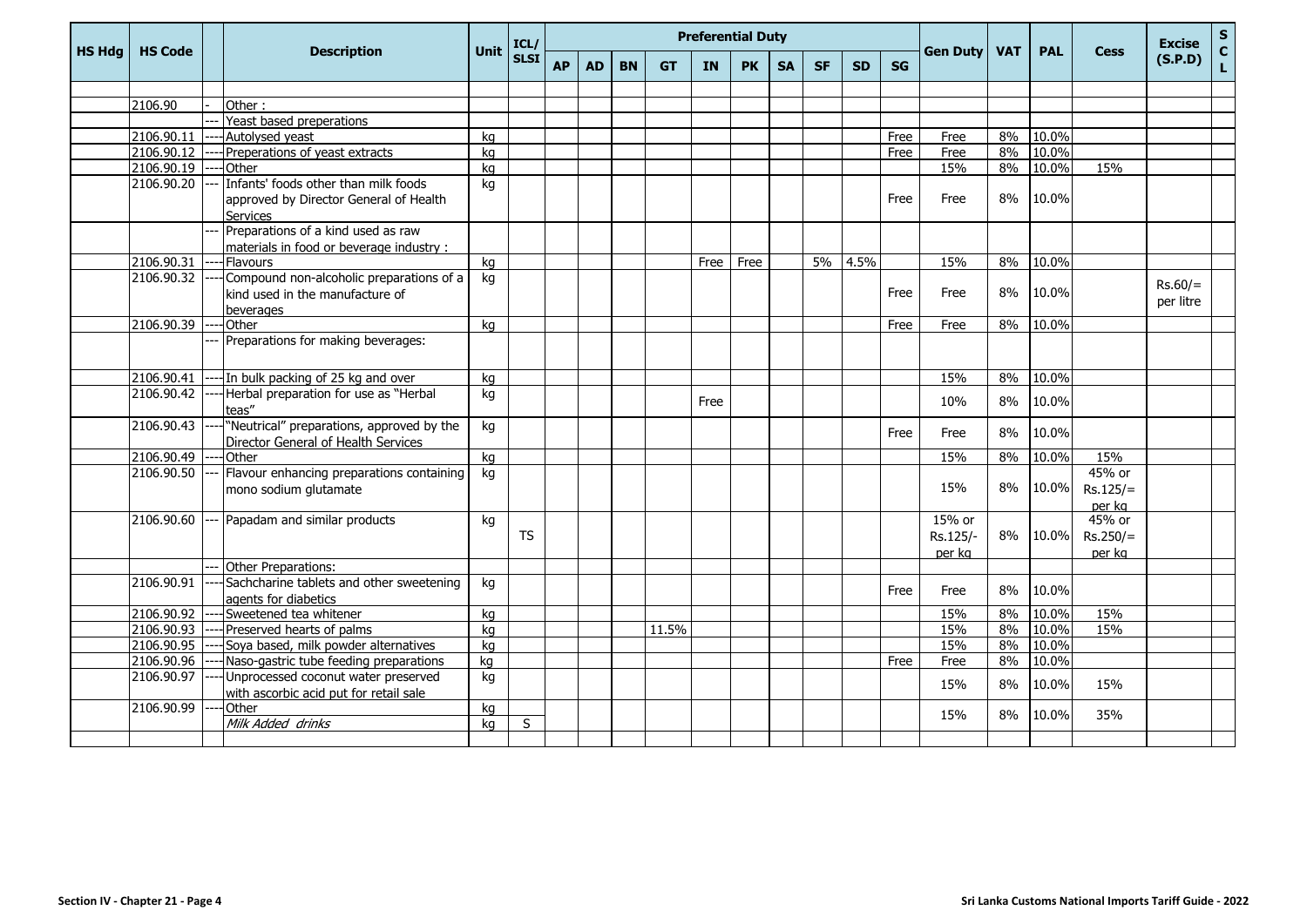| HS Hdg | HS Code | | Description | Unit | ICL/ SLSI | Preferential Duty | | | | | | | | | | Gen Duty | VAT | PAL | Cess | Excise (S.P.D) | S C L |
|---|---|---|---|---|---|---|---|---|---|---|---|---|---|---|---|---|---|---|---|---|---|
| | | | | | | AP | AD | BN | GT | IN | PK | SA | SF | SD | SG | | | | | | |
| | | | | | | | | | | | | | | | | | | | | | |
| | 2106.90 | - | Other : | | | | | | | | | | | | | | | | | | |
| | | --- | Yeast based preperations | | | | | | | | | | | | | | | | | | |
| | 2106.90.11 | ---- | Autolysed yeast | kg | | | | | | | | | | | Free | Free | 8% | 10.0% | | | |
| | 2106.90.12 | ---- | Preperations of yeast extracts | kg | | | | | | | | | | | Free | Free | 8% | 10.0% | | | |
| | 2106.90.19 | ---- | Other | kg | | | | | | | | | | | | 15% | 8% | 10.0% | 15% | | |
| | 2106.90.20 | --- | Infants' foods other than milk foods approved by Director General of Health Services | kg | | | | | | | | | | | Free | Free | 8% | 10.0% | | | |
| | | --- | Preparations of a kind used as raw materials in food or beverage industry : | | | | | | | | | | | | | | | | | | |
| | 2106.90.31 | ---- | Flavours | kg | | | | | | Free | Free | | 5% | 4.5% | | 15% | 8% | 10.0% | | | |
| | 2106.90.32 | ---- | Compound non-alcoholic preparations of a kind used in the manufacture of beverages | kg | | | | | | | | | | | Free | Free | 8% | 10.0% | | Rs.60/= per litre | |
| | 2106.90.39 | ---- | Other | kg | | | | | | | | | | | Free | Free | 8% | 10.0% | | | |
| | | --- | Preparations for making beverages: | | | | | | | | | | | | | | | | | | |
| | 2106.90.41 | ---- | In bulk packing of 25 kg and over | kg | | | | | | | | | | | | 15% | 8% | 10.0% | | | |
| | 2106.90.42 | ---- | Herbal preparation for use as "Herbal teas" | kg | | | | | | Free | | | | | | 10% | 8% | 10.0% | | | |
| | 2106.90.43 | ---- | "Neutrical" preparations, approved by the Director General of Health Services | kg | | | | | | | | | | | Free | Free | 8% | 10.0% | | | |
| | 2106.90.49 | ---- | Other | kg | | | | | | | | | | | | 15% | 8% | 10.0% | 15% | | |
| | 2106.90.50 | --- | Flavour enhancing preparations containing mono sodium glutamate | kg | | | | | | | | | | | | 15% | 8% | 10.0% | 45% or Rs.125/= per kg | | |
| | 2106.90.60 | --- | Papadam and similar products | kg | TS | | | | | | | | | | | 15% or Rs.125/- per kg | 8% | 10.0% | 45% or Rs.250/= per kg | | |
| | | --- | Other Preparations: | | | | | | | | | | | | | | | | | | |
| | 2106.90.91 | ---- | Sachcharine tablets and other sweetening agents for diabetics | kg | | | | | | | | | | | Free | Free | 8% | 10.0% | | | |
| | 2106.90.92 | ---- | Sweetened tea whitener | kg | | | | | | | | | | | | 15% | 8% | 10.0% | 15% | | |
| | 2106.90.93 | ---- | Preserved hearts of palms | kg | | | | | 11.5% | | | | | | | 15% | 8% | 10.0% | 15% | | |
| | 2106.90.95 | ---- | Soya based, milk powder alternatives | kg | | | | | | | | | | | | 15% | 8% | 10.0% | | | |
| | 2106.90.96 | ---- | Naso-gastric tube feeding preparations | kg | | | | | | | | | | | Free | Free | 8% | 10.0% | | | |
| | 2106.90.97 | ---- | Unprocessed coconut water preserved with ascorbic acid put for retail sale | kg | | | | | | | | | | | | 15% | 8% | 10.0% | 15% | | |
| | 2106.90.99 | ---- | Other | kg | | | | | | | | | | | | 15% | 8% | 10.0% | 35% | | |
| | | | *Milk Added drinks* | kg | S | | | | | | | | | | | | | | | | |